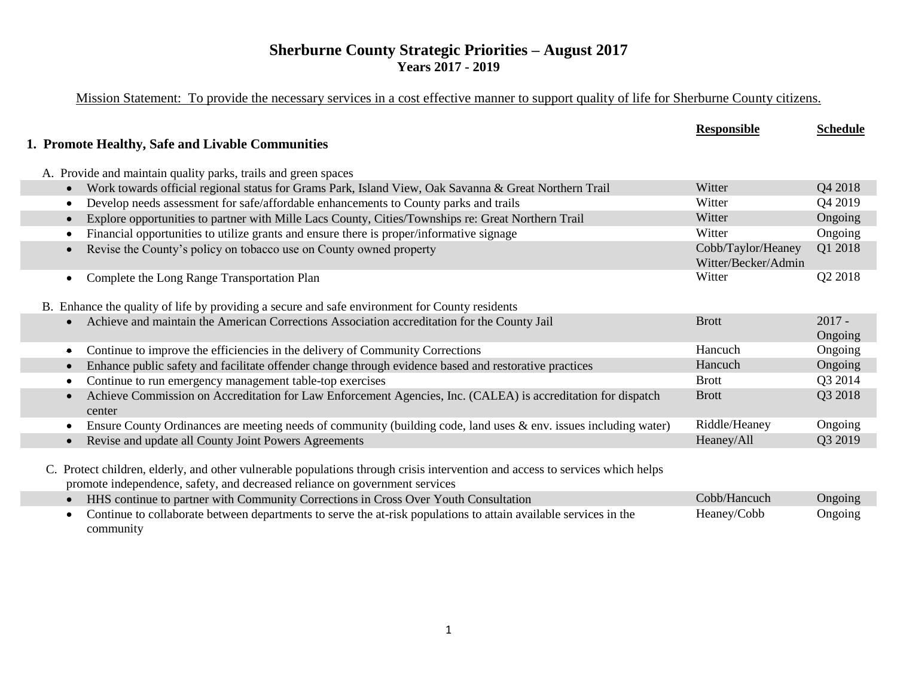# Sherburne County Strategic Priorities – August 2017

**Years 2017 - 2019**

Mission Statement: To provide the necessary services in a cost effective manner to support quality of life for Sherburne County citizens.

## 1. Promote Healthy, Safe and Livable Communities

| | Responsible | Schedule |
|---|---|---|
| **A. Provide and maintain quality parks, trails and green spaces** | | |
| • Work towards official regional status for Grams Park, Island View, Oak Savanna & Great Northern Trail | Witter | Q4 2018 |
| • Develop needs assessment for safe/affordable enhancements to County parks and trails | Witter | Q4 2019 |
| • Explore opportunities to partner with Mille Lacs County, Cities/Townships re: Great Northern Trail | Witter | Ongoing |
| • Financial opportunities to utilize grants and ensure there is proper/informative signage | Witter | Ongoing |
| • Revise the County's policy on tobacco use on County owned property | Cobb/Taylor/Heaney Witter/Becker/Admin | Q1 2018 |
| • Complete the Long Range Transportation Plan | Witter | Q2 2018 |
| **B. Enhance the quality of life by providing a secure and safe environment for County residents** | | |
| • Achieve and maintain the American Corrections Association accreditation for the County Jail | Brott | 2017 - Ongoing |
| • Continue to improve the efficiencies in the delivery of Community Corrections | Hancuch | Ongoing |
| • Enhance public safety and facilitate offender change through evidence based and restorative practices | Hancuch | Ongoing |
| • Continue to run emergency management table-top exercises | Brott | Q3 2014 |
| • Achieve Commission on Accreditation for Law Enforcement Agencies, Inc. (CALEA) is accreditation for dispatch center | Brott | Q3 2018 |
| • Ensure County Ordinances are meeting needs of community (building code, land uses & env. issues including water) | Riddle/Heaney | Ongoing |
| • Revise and update all County Joint Powers Agreements | Heaney/All | Q3 2019 |
| **C. Protect children, elderly, and other vulnerable populations through crisis intervention and access to services which helps promote independence, safety, and decreased reliance on government services** | | |
| • HHS continue to partner with Community Corrections in Cross Over Youth Consultation | Cobb/Hancuch | Ongoing |
| • Continue to collaborate between departments to serve the at-risk populations to attain available services in the community | Heaney/Cobb | Ongoing |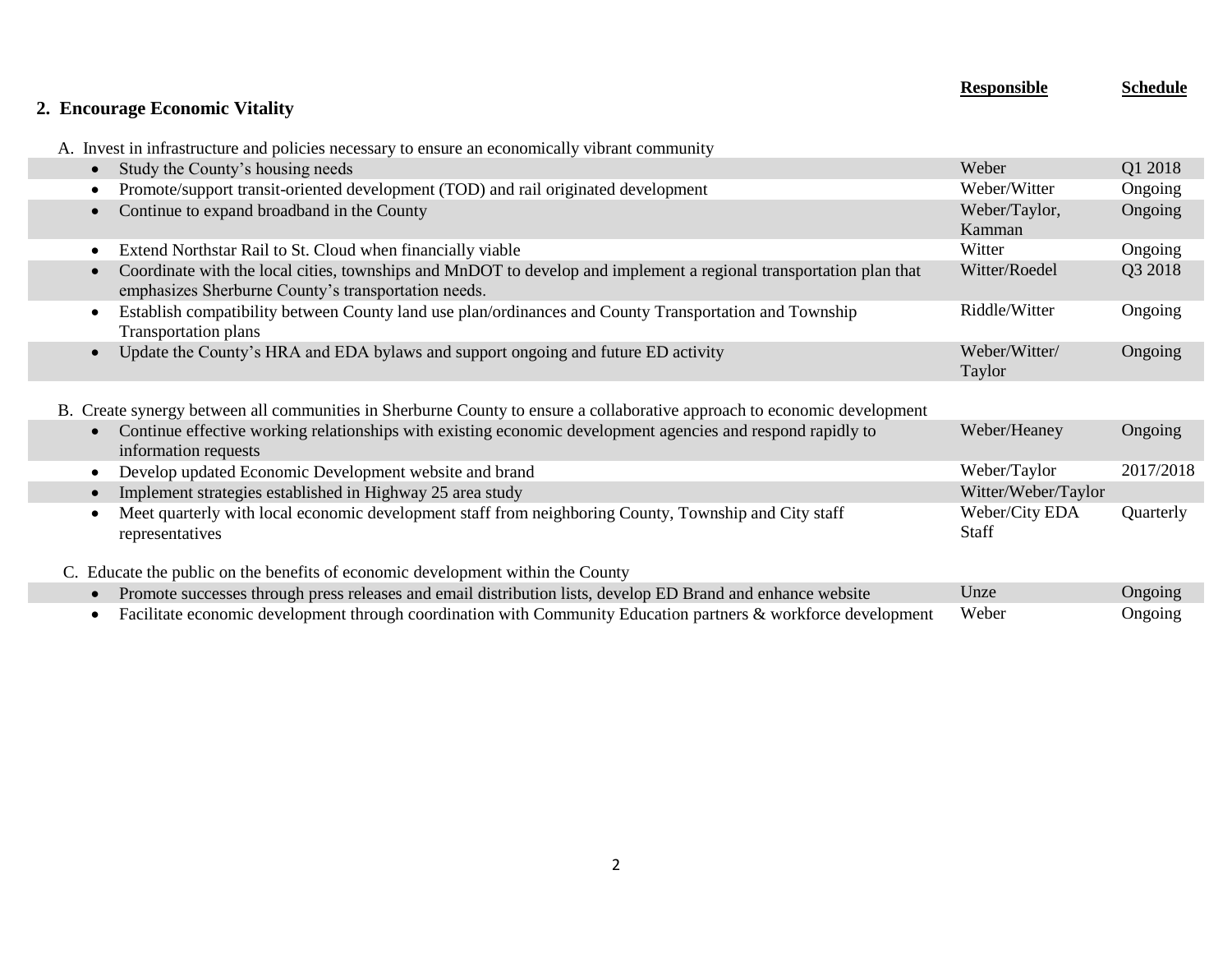## 2. Encourage Economic Vitality

| | Responsible | Schedule |
|---|---|---|
| **A. Invest in infrastructure and policies necessary to ensure an economically vibrant community** | | |
| • Study the County's housing needs | Weber | Q1 2018 |
| • Promote/support transit-oriented development (TOD) and rail originated development | Weber/Witter | Ongoing |
| • Continue to expand broadband in the County | Weber/Taylor, Kamman | Ongoing |
| • Extend Northstar Rail to St. Cloud when financially viable | Witter | Ongoing |
| • Coordinate with the local cities, townships and MnDOT to develop and implement a regional transportation plan that emphasizes Sherburne County's transportation needs. | Witter/Roedel | Q3 2018 |
| • Establish compatibility between County land use plan/ordinances and County Transportation and Township Transportation plans | Riddle/Witter | Ongoing |
| • Update the County's HRA and EDA bylaws and support ongoing and future ED activity | Weber/Witter/ Taylor | Ongoing |
| **B. Create synergy between all communities in Sherburne County to ensure a collaborative approach to economic development** | | |
| • Continue effective working relationships with existing economic development agencies and respond rapidly to information requests | Weber/Heaney | Ongoing |
| • Develop updated Economic Development website and brand | Weber/Taylor | 2017/2018 |
| • Implement strategies established in Highway 25 area study | Witter/Weber/Taylor | |
| • Meet quarterly with local economic development staff from neighboring County, Township and City staff representatives | Weber/City EDA Staff | Quarterly |
| **C. Educate the public on the benefits of economic development within the County** | | |
| • Promote successes through press releases and email distribution lists, develop ED Brand and enhance website | Unze | Ongoing |
| • Facilitate economic development through coordination with Community Education partners & workforce development | Weber | Ongoing |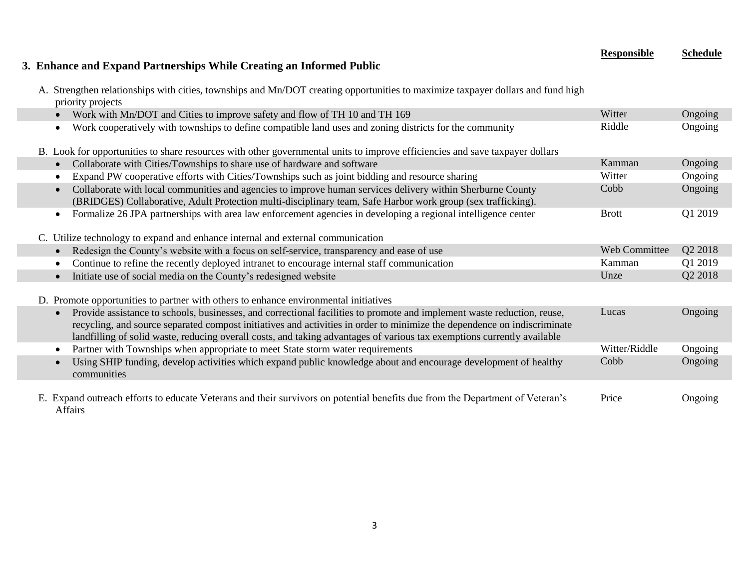## 3. Enhance and Expand Partnerships While Creating an Informed Public

| | Responsible | Schedule |
|---|---|---|
| **A.** Strengthen relationships with cities, townships and Mn/DOT creating opportunities to maximize taxpayer dollars and fund high priority projects | | |
| • Work with Mn/DOT and Cities to improve safety and flow of TH 10 and TH 169 | Witter | Ongoing |
| • Work cooperatively with townships to define compatible land uses and zoning districts for the community | Riddle | Ongoing |
| **B.** Look for opportunities to share resources with other governmental units to improve efficiencies and save taxpayer dollars | | |
| • Collaborate with Cities/Townships to share use of hardware and software | Kamman | Ongoing |
| • Expand PW cooperative efforts with Cities/Townships such as joint bidding and resource sharing | Witter | Ongoing |
| • Collaborate with local communities and agencies to improve human services delivery within Sherburne County (BRIDGES) Collaborative, Adult Protection multi-disciplinary team, Safe Harbor work group (sex trafficking). | Cobb | Ongoing |
| • Formalize 26 JPA partnerships with area law enforcement agencies in developing a regional intelligence center | Brott | Q1 2019 |
| **C.** Utilize technology to expand and enhance internal and external communication | | |
| • Redesign the County's website with a focus on self-service, transparency and ease of use | Web Committee | Q2 2018 |
| • Continue to refine the recently deployed intranet to encourage internal staff communication | Kamman | Q1 2019 |
| • Initiate use of social media on the County's redesigned website | Unze | Q2 2018 |
| **D.** Promote opportunities to partner with others to enhance environmental initiatives | | |
| • Provide assistance to schools, businesses, and correctional facilities to promote and implement waste reduction, reuse, recycling, and source separated compost initiatives and activities in order to minimize the dependence on indiscriminate landfilling of solid waste, reducing overall costs, and taking advantages of various tax exemptions currently available | Lucas | Ongoing |
| • Partner with Townships when appropriate to meet State storm water requirements | Witter/Riddle | Ongoing |
| • Using SHIP funding, develop activities which expand public knowledge about and encourage development of healthy communities | Cobb | Ongoing |
| **E.** Expand outreach efforts to educate Veterans and their survivors on potential benefits due from the Department of Veteran's Affairs | Price | Ongoing |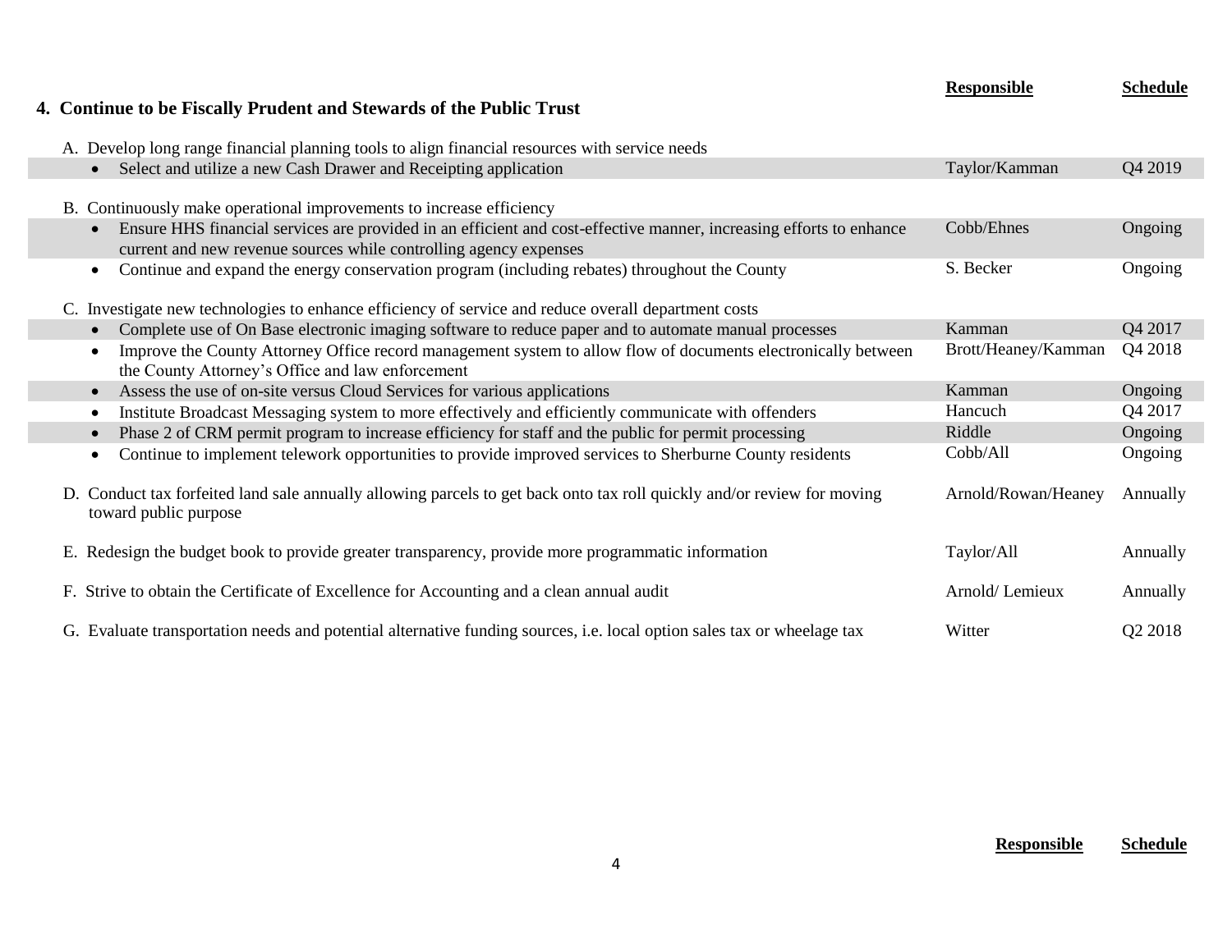## 4. Continue to be Fiscally Prudent and Stewards of the Public Trust

| | Responsible | Schedule |
|---|---|---|
| A. Develop long range financial planning tools to align financial resources with service needs | | |
| • Select and utilize a new Cash Drawer and Receipting application | Taylor/Kamman | Q4 2019 |
| B. Continuously make operational improvements to increase efficiency | | |
| • Ensure HHS financial services are provided in an efficient and cost-effective manner, increasing efforts to enhance current and new revenue sources while controlling agency expenses | Cobb/Ehnes | Ongoing |
| • Continue and expand the energy conservation program (including rebates) throughout the County | S. Becker | Ongoing |
| C. Investigate new technologies to enhance efficiency of service and reduce overall department costs | | |
| • Complete use of On Base electronic imaging software to reduce paper and to automate manual processes | Kamman | Q4 2017 |
| • Improve the County Attorney Office record management system to allow flow of documents electronically between the County Attorney's Office and law enforcement | Brott/Heaney/Kamman | Q4 2018 |
| • Assess the use of on-site versus Cloud Services for various applications | Kamman | Ongoing |
| • Institute Broadcast Messaging system to more effectively and efficiently communicate with offenders | Hancuch | Q4 2017 |
| • Phase 2 of CRM permit program to increase efficiency for staff and the public for permit processing | Riddle | Ongoing |
| • Continue to implement telework opportunities to provide improved services to Sherburne County residents | Cobb/All | Ongoing |
| D. Conduct tax forfeited land sale annually allowing parcels to get back onto tax roll quickly and/or review for moving toward public purpose | Arnold/Rowan/Heaney | Annually |
| E. Redesign the budget book to provide greater transparency, provide more programmatic information | Taylor/All | Annually |
| F. Strive to obtain the Certificate of Excellence for Accounting and a clean annual audit | Arnold/ Lemieux | Annually |
| G. Evaluate transportation needs and potential alternative funding sources, i.e. local option sales tax or wheelage tax | Witter | Q2 2018 |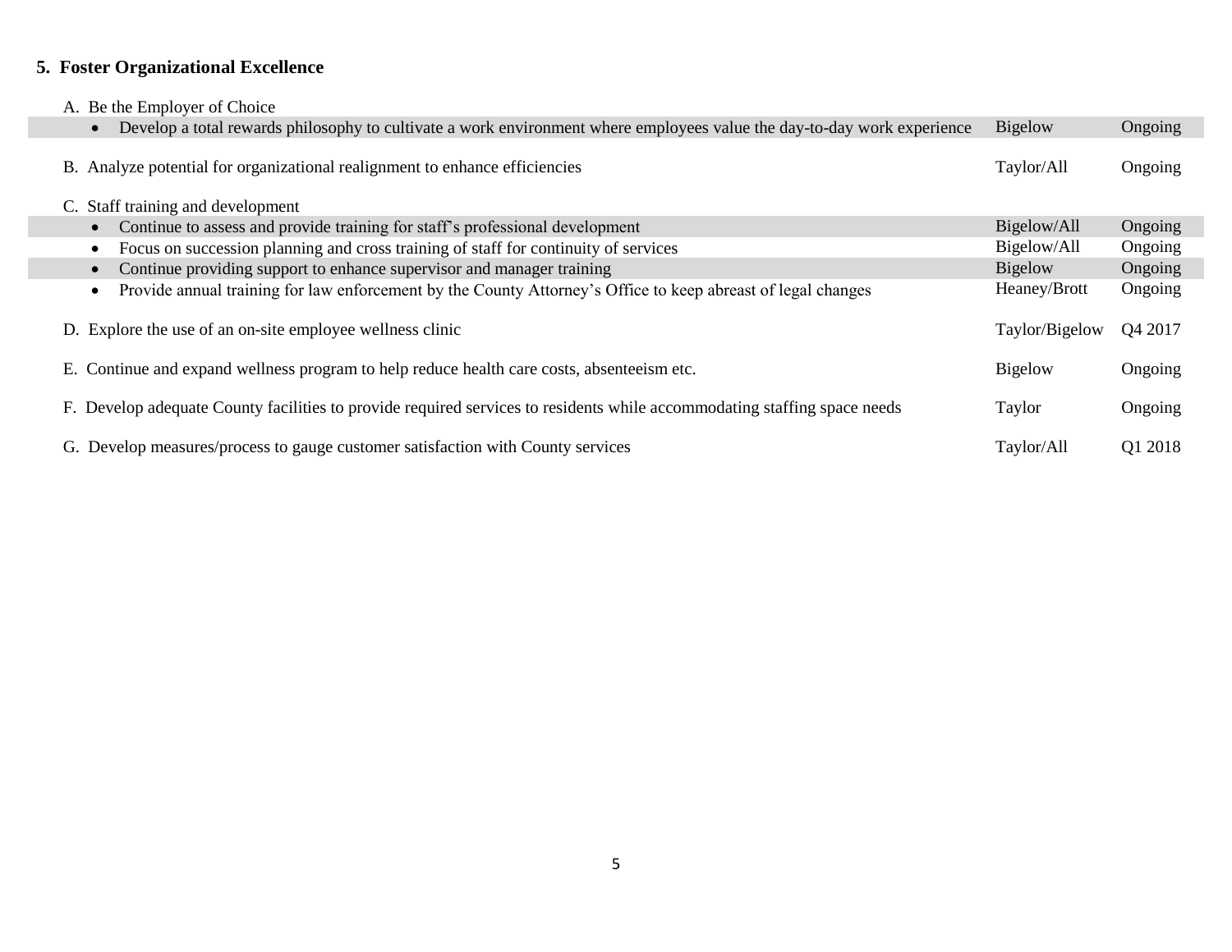## 5. Foster Organizational Excellence

| | | |
|---|---|---|
| A. Be the Employer of Choice | | |
| • Develop a total rewards philosophy to cultivate a work environment where employees value the day-to-day work experience | Bigelow | Ongoing |
| B. Analyze potential for organizational realignment to enhance efficiencies | Taylor/All | Ongoing |
| C. Staff training and development | | |
| • Continue to assess and provide training for staff's professional development | Bigelow/All | Ongoing |
| • Focus on succession planning and cross training of staff for continuity of services | Bigelow/All | Ongoing |
| • Continue providing support to enhance supervisor and manager training | Bigelow | Ongoing |
| • Provide annual training for law enforcement by the County Attorney's Office to keep abreast of legal changes | Heaney/Brott | Ongoing |
| D. Explore the use of an on-site employee wellness clinic | Taylor/Bigelow | Q4 2017 |
| E. Continue and expand wellness program to help reduce health care costs, absenteeism etc. | Bigelow | Ongoing |
| F. Develop adequate County facilities to provide required services to residents while accommodating staffing space needs | Taylor | Ongoing |
| G. Develop measures/process to gauge customer satisfaction with County services | Taylor/All | Q1 2018 |